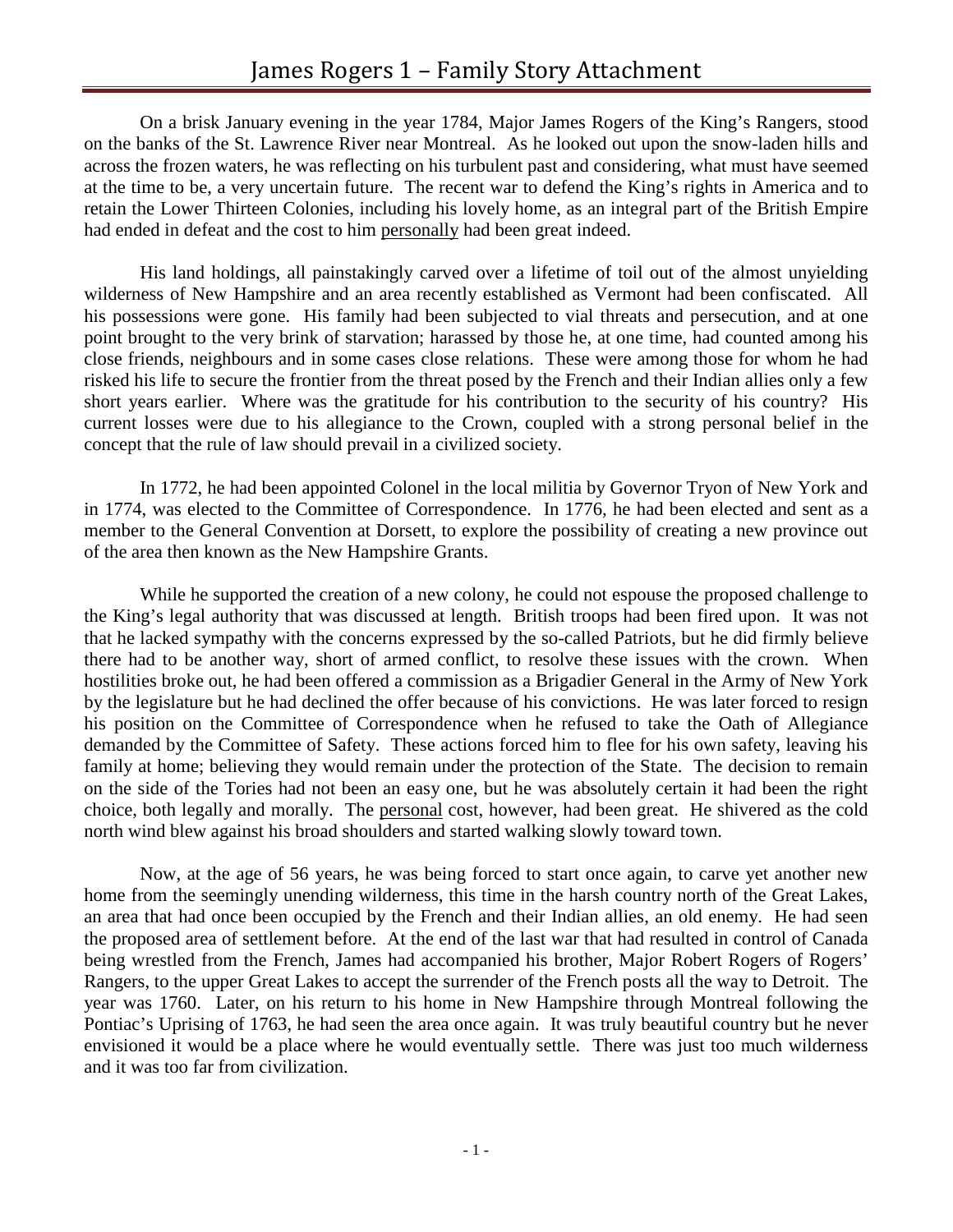# James Rogers 1 – Family Story Attachment

On a brisk January evening in the year 1784, Major James Rogers of the King's Rangers, stood on the banks of the St. Lawrence River near Montreal. As he looked out upon the snow-laden hills and across the frozen waters, he was reflecting on his turbulent past and considering, what must have seemed at the time to be, a very uncertain future. The recent war to defend the King's rights in America and to retain the Lower Thirteen Colonies, including his lovely home, as an integral part of the British Empire had ended in defeat and the cost to him <u>personally</u> had been great indeed.

His land holdings, all painstakingly carved over a lifetime of toil out of the almost unyielding wilderness of New Hampshire and an area recently established as Vermont had been confiscated. All his possessions were gone. His family had been subjected to vial threats and persecution, and at one point brought to the very brink of starvation; harassed by those he, at one time, had counted among his close friends, neighbours and in some cases close relations. These were among those for whom he had risked his life to secure the frontier from the threat posed by the French and their Indian allies only a few short years earlier. Where was the gratitude for his contribution to the security of his country? His current losses were due to his allegiance to the Crown, coupled with a strong personal belief in the concept that the rule of law should prevail in a civilized society.

In 1772, he had been appointed Colonel in the local militia by Governor Tryon of New York and in 1774, was elected to the Committee of Correspondence. In 1776, he had been elected and sent as a member to the General Convention at Dorsett, to explore the possibility of creating a new province out of the area then known as the New Hampshire Grants.

While he supported the creation of a new colony, he could not espouse the proposed challenge to the King's legal authority that was discussed at length. British troops had been fired upon. It was not that he lacked sympathy with the concerns expressed by the so-called Patriots, but he did firmly believe there had to be another way, short of armed conflict, to resolve these issues with the crown. When hostilities broke out, he had been offered a commission as a Brigadier General in the Army of New York by the legislature but he had declined the offer because of his convictions. He was later forced to resign his position on the Committee of Correspondence when he refused to take the Oath of Allegiance demanded by the Committee of Safety. These actions forced him to flee for his own safety, leaving his family at home; believing they would remain under the protection of the State. The decision to remain on the side of the Tories had not been an easy one, but he was absolutely certain it had been the right choice, both legally and morally. The <u>personal</u> cost, however, had been great. He shivered as the cold north wind blew against his broad shoulders and started walking slowly toward town.

Now, at the age of 56 years, he was being forced to start once again, to carve yet another new home from the seemingly unending wilderness, this time in the harsh country north of the Great Lakes, an area that had once been occupied by the French and their Indian allies, an old enemy. He had seen the proposed area of settlement before. At the end of the last war that had resulted in control of Canada being wrestled from the French, James had accompanied his brother, Major Robert Rogers of Rogers' Rangers, to the upper Great Lakes to accept the surrender of the French posts all the way to Detroit. The year was 1760. Later, on his return to his home in New Hampshire through Montreal following the Pontiac's Uprising of 1763, he had seen the area once again. It was truly beautiful country but he never envisioned it would be a place where he would eventually settle. There was just too much wilderness and it was too far from civilization.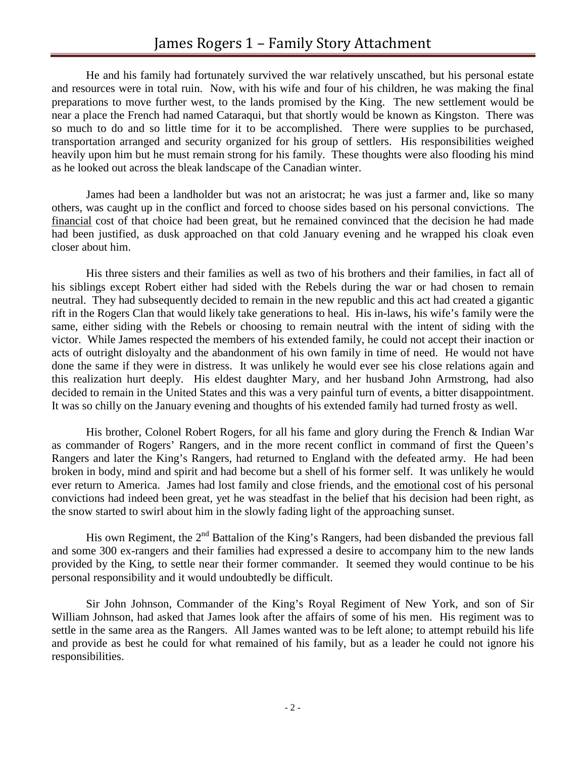He and his family had fortunately survived the war relatively unscathed, but his personal estate and resources were in total ruin. Now, with his wife and four of his children, he was making the final preparations to move further west, to the lands promised by the King. The new settlement would be near a place the French had named Cataraqui, but that shortly would be known as Kingston. There was so much to do and so little time for it to be accomplished. There were supplies to be purchased, transportation arranged and security organized for his group of settlers. His responsibilities weighed heavily upon him but he must remain strong for his family. These thoughts were also flooding his mind as he looked out across the bleak landscape of the Canadian winter.

James had been a landholder but was not an aristocrat; he was just a farmer and, like so many others, was caught up in the conflict and forced to choose sides based on his personal convictions. The <u>financial</u> cost of that choice had been great, but he remained convinced that the decision he had made had been justified, as dusk approached on that cold January evening and he wrapped his cloak even closer about him.

His three sisters and their families as well as two of his brothers and their families, in fact all of his siblings except Robert either had sided with the Rebels during the war or had chosen to remain neutral. They had subsequently decided to remain in the new republic and this act had created a gigantic rift in the Rogers Clan that would likely take generations to heal. His in-laws, his wife's family were the same, either siding with the Rebels or choosing to remain neutral with the intent of siding with the victor. While James respected the members of his extended family, he could not accept their inaction or acts of outright disloyalty and the abandonment of his own family in time of need. He would not have done the same if they were in distress. It was unlikely he would ever see his close relations again and this realization hurt deeply. His eldest daughter Mary, and her husband John Armstrong, had also decided to remain in the United States and this was a very painful turn of events, a bitter disappointment. It was so chilly on the January evening and thoughts of his extended family had turned frosty as well.

His brother, Colonel Robert Rogers, for all his fame and glory during the French & Indian War as commander of Rogers' Rangers, and in the more recent conflict in command of first the Queen's Rangers and later the King's Rangers, had returned to England with the defeated army. He had been broken in body, mind and spirit and had become but a shell of his former self. It was unlikely he would ever return to America. James had lost family and close friends, and the <u>emotional</u> cost of his personal convictions had indeed been great, yet he was steadfast in the belief that his decision had been right, as the snow started to swirl about him in the slowly fading light of the approaching sunset.

His own Regiment, the 2nd Battalion of the King's Rangers, had been disbanded the previous fall and some 300 ex-rangers and their families had expressed a desire to accompany him to the new lands provided by the King, to settle near their former commander. It seemed they would continue to be his personal responsibility and it would undoubtedly be difficult.

Sir John Johnson, Commander of the King's Royal Regiment of New York, and son of Sir William Johnson, had asked that James look after the affairs of some of his men. His regiment was to settle in the same area as the Rangers. All James wanted was to be left alone; to attempt rebuild his life and provide as best he could for what remained of his family, but as a leader he could not ignore his responsibilities.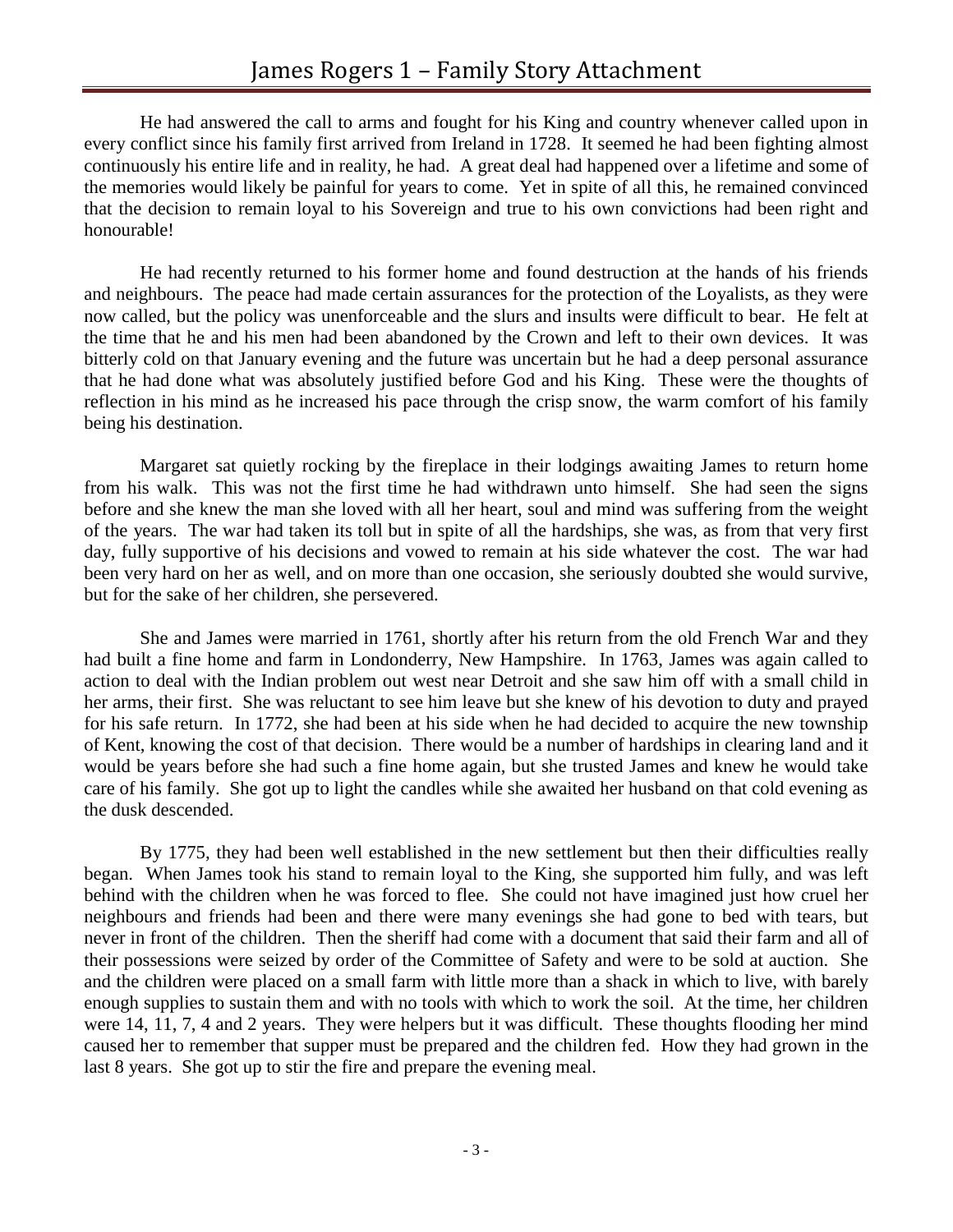He had answered the call to arms and fought for his King and country whenever called upon in every conflict since his family first arrived from Ireland in 1728. It seemed he had been fighting almost continuously his entire life and in reality, he had. A great deal had happened over a lifetime and some of the memories would likely be painful for years to come. Yet in spite of all this, he remained convinced that the decision to remain loyal to his Sovereign and true to his own convictions had been right and honourable!

He had recently returned to his former home and found destruction at the hands of his friends and neighbours. The peace had made certain assurances for the protection of the Loyalists, as they were now called, but the policy was unenforceable and the slurs and insults were difficult to bear. He felt at the time that he and his men had been abandoned by the Crown and left to their own devices. It was bitterly cold on that January evening and the future was uncertain but he had a deep personal assurance that he had done what was absolutely justified before God and his King. These were the thoughts of reflection in his mind as he increased his pace through the crisp snow, the warm comfort of his family being his destination.

Margaret sat quietly rocking by the fireplace in their lodgings awaiting James to return home from his walk. This was not the first time he had withdrawn unto himself. She had seen the signs before and she knew the man she loved with all her heart, soul and mind was suffering from the weight of the years. The war had taken its toll but in spite of all the hardships, she was, as from that very first day, fully supportive of his decisions and vowed to remain at his side whatever the cost. The war had been very hard on her as well, and on more than one occasion, she seriously doubted she would survive, but for the sake of her children, she persevered.

She and James were married in 1761, shortly after his return from the old French War and they had built a fine home and farm in Londonderry, New Hampshire. In 1763, James was again called to action to deal with the Indian problem out west near Detroit and she saw him off with a small child in her arms, their first. She was reluctant to see him leave but she knew of his devotion to duty and prayed for his safe return. In 1772, she had been at his side when he had decided to acquire the new township of Kent, knowing the cost of that decision. There would be a number of hardships in clearing land and it would be years before she had such a fine home again, but she trusted James and knew he would take care of his family. She got up to light the candles while she awaited her husband on that cold evening as the dusk descended.

By 1775, they had been well established in the new settlement but then their difficulties really began. When James took his stand to remain loyal to the King, she supported him fully, and was left behind with the children when he was forced to flee. She could not have imagined just how cruel her neighbours and friends had been and there were many evenings she had gone to bed with tears, but never in front of the children. Then the sheriff had come with a document that said their farm and all of their possessions were seized by order of the Committee of Safety and were to be sold at auction. She and the children were placed on a small farm with little more than a shack in which to live, with barely enough supplies to sustain them and with no tools with which to work the soil. At the time, her children were 14, 11, 7, 4 and 2 years. They were helpers but it was difficult. These thoughts flooding her mind caused her to remember that supper must be prepared and the children fed. How they had grown in the last 8 years. She got up to stir the fire and prepare the evening meal.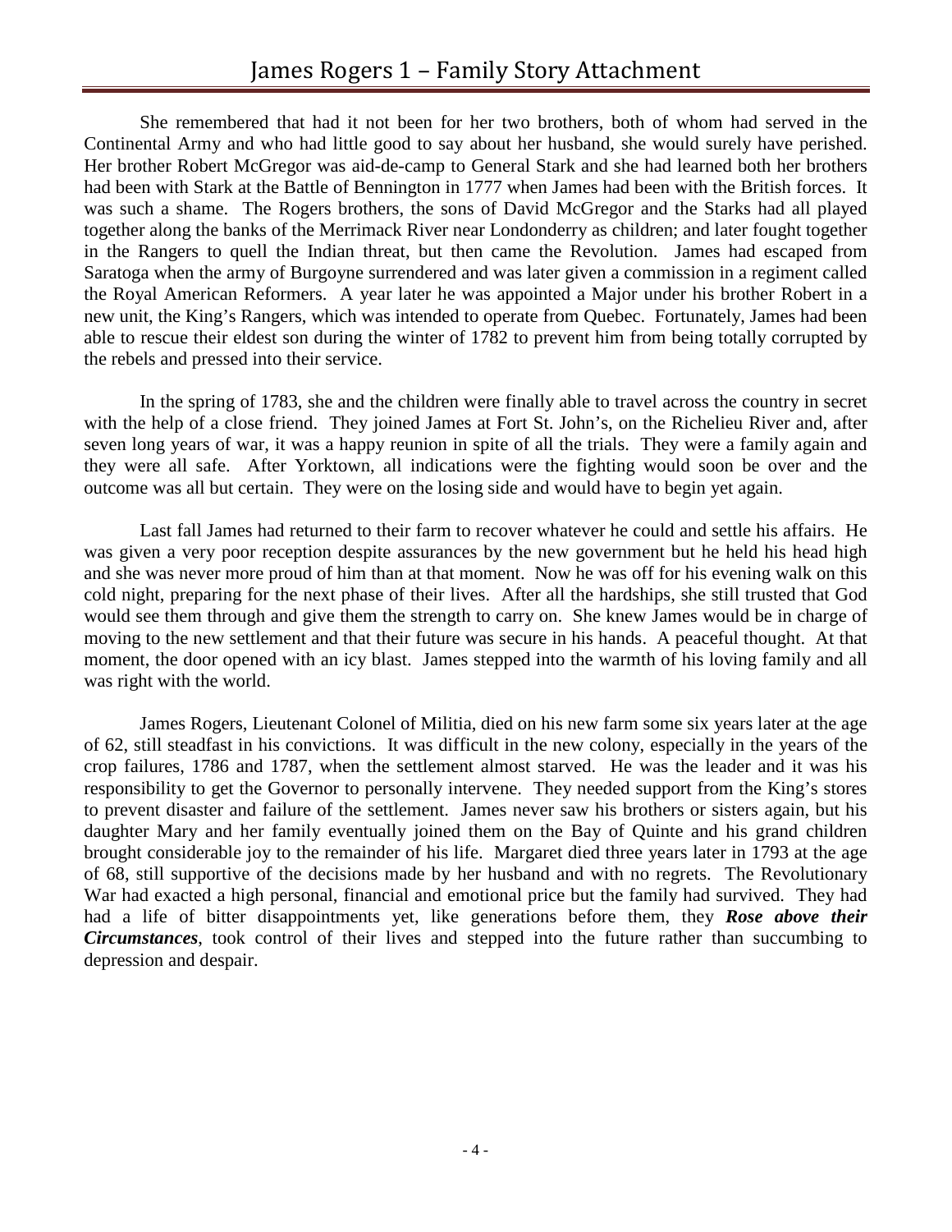She remembered that had it not been for her two brothers, both of whom had served in the Continental Army and who had little good to say about her husband, she would surely have perished. Her brother Robert McGregor was aid-de-camp to General Stark and she had learned both her brothers had been with Stark at the Battle of Bennington in 1777 when James had been with the British forces. It was such a shame. The Rogers brothers, the sons of David McGregor and the Starks had all played together along the banks of the Merrimack River near Londonderry as children; and later fought together in the Rangers to quell the Indian threat, but then came the Revolution. James had escaped from Saratoga when the army of Burgoyne surrendered and was later given a commission in a regiment called the Royal American Reformers. A year later he was appointed a Major under his brother Robert in a new unit, the King's Rangers, which was intended to operate from Quebec. Fortunately, James had been able to rescue their eldest son during the winter of 1782 to prevent him from being totally corrupted by the rebels and pressed into their service.

In the spring of 1783, she and the children were finally able to travel across the country in secret with the help of a close friend. They joined James at Fort St. John's, on the Richelieu River and, after seven long years of war, it was a happy reunion in spite of all the trials. They were a family again and they were all safe. After Yorktown, all indications were the fighting would soon be over and the outcome was all but certain. They were on the losing side and would have to begin yet again.

Last fall James had returned to their farm to recover whatever he could and settle his affairs. He was given a very poor reception despite assurances by the new government but he held his head high and she was never more proud of him than at that moment. Now he was off for his evening walk on this cold night, preparing for the next phase of their lives. After all the hardships, she still trusted that God would see them through and give them the strength to carry on. She knew James would be in charge of moving to the new settlement and that their future was secure in his hands. A peaceful thought. At that moment, the door opened with an icy blast. James stepped into the warmth of his loving family and all was right with the world.

James Rogers, Lieutenant Colonel of Militia, died on his new farm some six years later at the age of 62, still steadfast in his convictions. It was difficult in the new colony, especially in the years of the crop failures, 1786 and 1787, when the settlement almost starved. He was the leader and it was his responsibility to get the Governor to personally intervene. They needed support from the King's stores to prevent disaster and failure of the settlement. James never saw his brothers or sisters again, but his daughter Mary and her family eventually joined them on the Bay of Quinte and his grand children brought considerable joy to the remainder of his life. Margaret died three years later in 1793 at the age of 68, still supportive of the decisions made by her husband and with no regrets. The Revolutionary War had exacted a high personal, financial and emotional price but the family had survived. They had had a life of bitter disappointments yet, like generations before them, they ***Rose above their Circumstances***, took control of their lives and stepped into the future rather than succumbing to depression and despair.